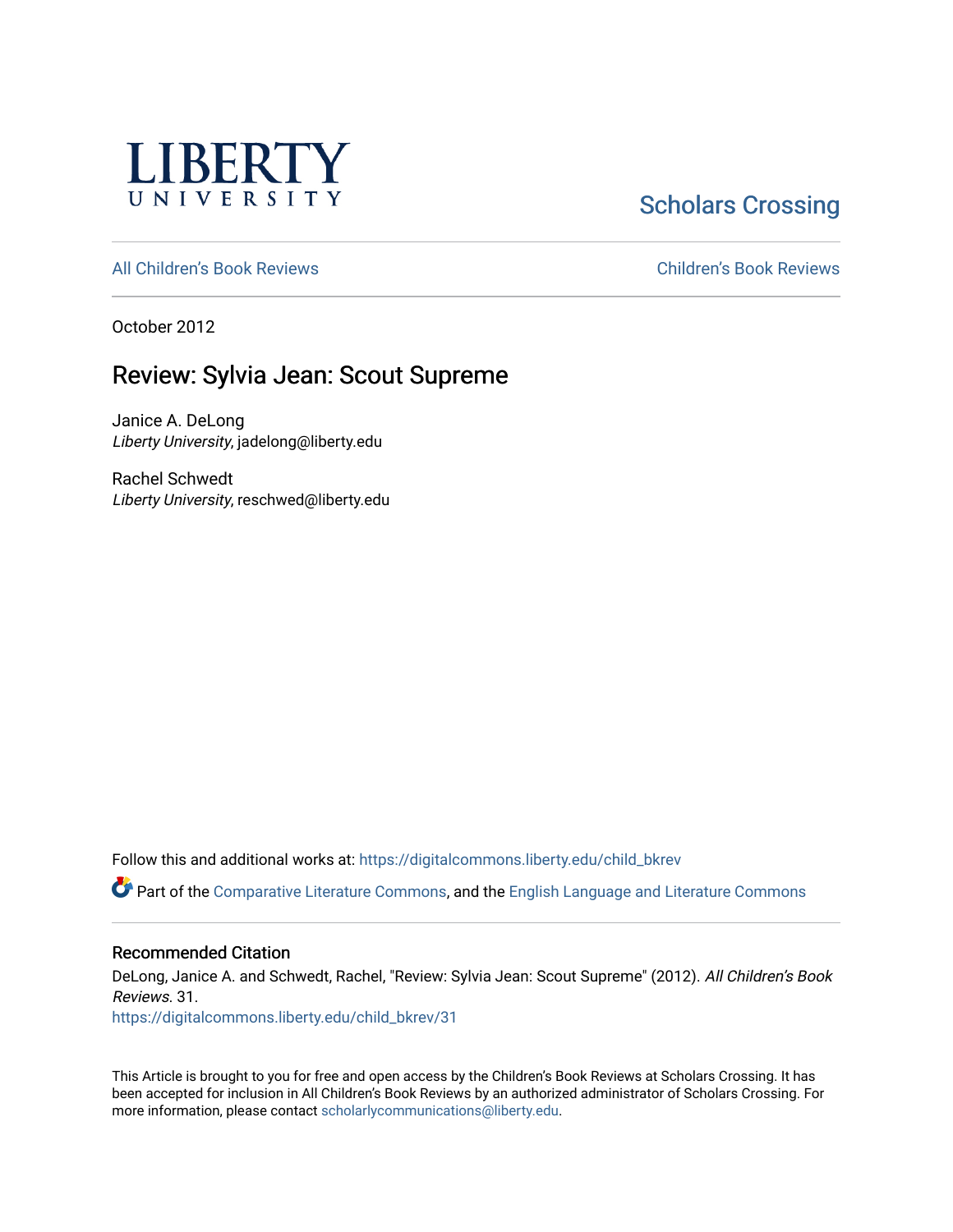LIBERTY UNIVERSITY

Scholars Crossing

All Children's Book Reviews

Children's Book Reviews

October 2012

# Review: Sylvia Jean: Scout Supreme

Janice A. DeLong
*Liberty University*, jadelong@liberty.edu

Rachel Schwedt
*Liberty University*, reschwed@liberty.edu

Follow this and additional works at: https://digitalcommons.liberty.edu/child_bkrev

Part of the Comparative Literature Commons, and the English Language and Literature Commons

## Recommended Citation

DeLong, Janice A. and Schwedt, Rachel, "Review: Sylvia Jean: Scout Supreme" (2012). *All Children's Book Reviews*. 31.
https://digitalcommons.liberty.edu/child_bkrev/31

This Article is brought to you for free and open access by the Children's Book Reviews at Scholars Crossing. It has been accepted for inclusion in All Children's Book Reviews by an authorized administrator of Scholars Crossing. For more information, please contact scholarlycommunications@liberty.edu.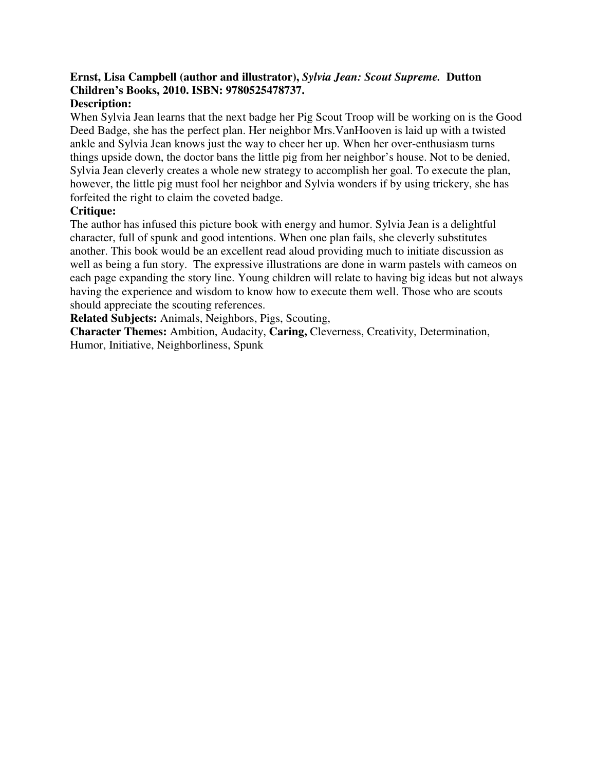**Ernst, Lisa Campbell (author and illustrator),** ***Sylvia Jean: Scout Supreme.*** **Dutton Children's Books, 2010. ISBN: 9780525478737.**

**Description:**

When Sylvia Jean learns that the next badge her Pig Scout Troop will be working on is the Good Deed Badge, she has the perfect plan. Her neighbor Mrs.VanHooven is laid up with a twisted ankle and Sylvia Jean knows just the way to cheer her up. When her over-enthusiasm turns things upside down, the doctor bans the little pig from her neighbor's house. Not to be denied, Sylvia Jean cleverly creates a whole new strategy to accomplish her goal. To execute the plan, however, the little pig must fool her neighbor and Sylvia wonders if by using trickery, she has forfeited the right to claim the coveted badge.

**Critique:**

The author has infused this picture book with energy and humor. Sylvia Jean is a delightful character, full of spunk and good intentions. When one plan fails, she cleverly substitutes another. This book would be an excellent read aloud providing much to initiate discussion as well as being a fun story. The expressive illustrations are done in warm pastels with cameos on each page expanding the story line. Young children will relate to having big ideas but not always having the experience and wisdom to know how to execute them well. Those who are scouts should appreciate the scouting references.

**Related Subjects:** Animals, Neighbors, Pigs, Scouting,

**Character Themes:** Ambition, Audacity, **Caring,** Cleverness, Creativity, Determination, Humor, Initiative, Neighborliness, Spunk